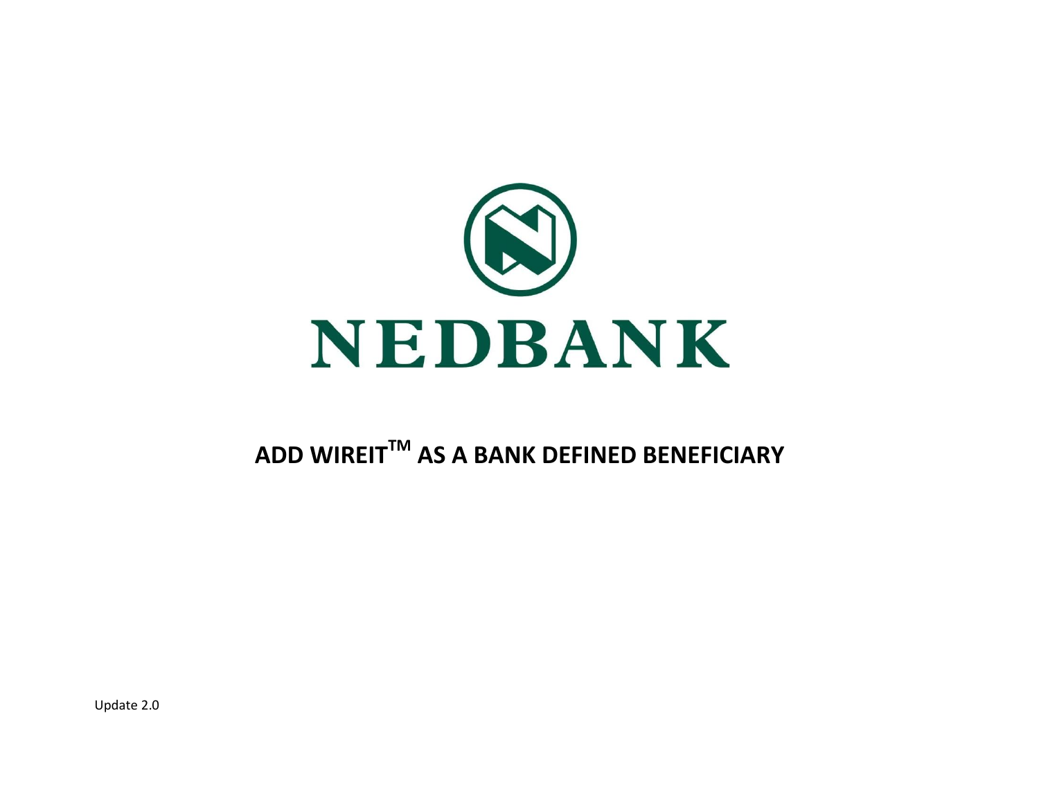NEDBANK

# ADD WIREIT™ AS A BANK DEFINED BENEFICIARY

Update 2.0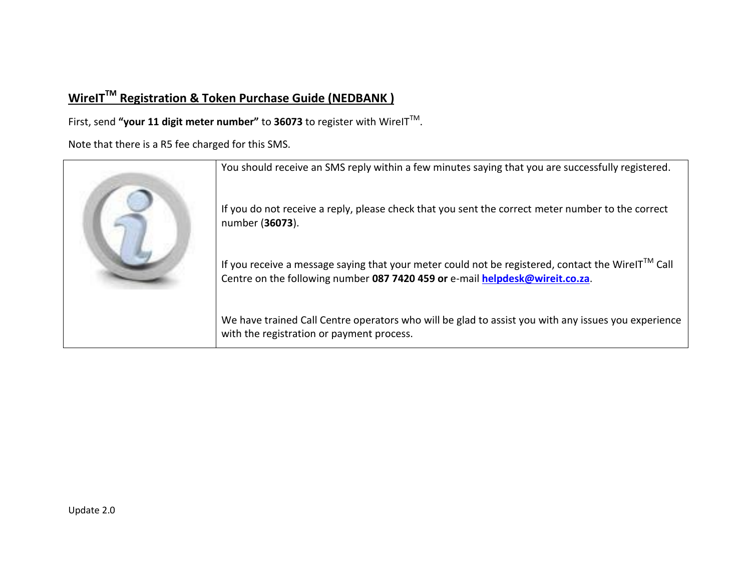## WireIT™ Registration & Token Purchase Guide (NEDBANK )

First, send **"your 11 digit meter number"** to **36073** to register with WireIT™.

Note that there is a R5 fee charged for this SMS.

| | |
|---|---|
| | You should receive an SMS reply within a few minutes saying that you are successfully registered.<br><br>If you do not receive a reply, please check that you sent the correct meter number to the correct number (**36073**).<br><br>If you receive a message saying that your meter could not be registered, contact the WireIT™ Call Centre on the following number **087 7420 459 or** e-mail **helpdesk@wireit.co.za**.<br><br>We have trained Call Centre operators who will be glad to assist you with any issues you experience with the registration or payment process. |

Update 2.0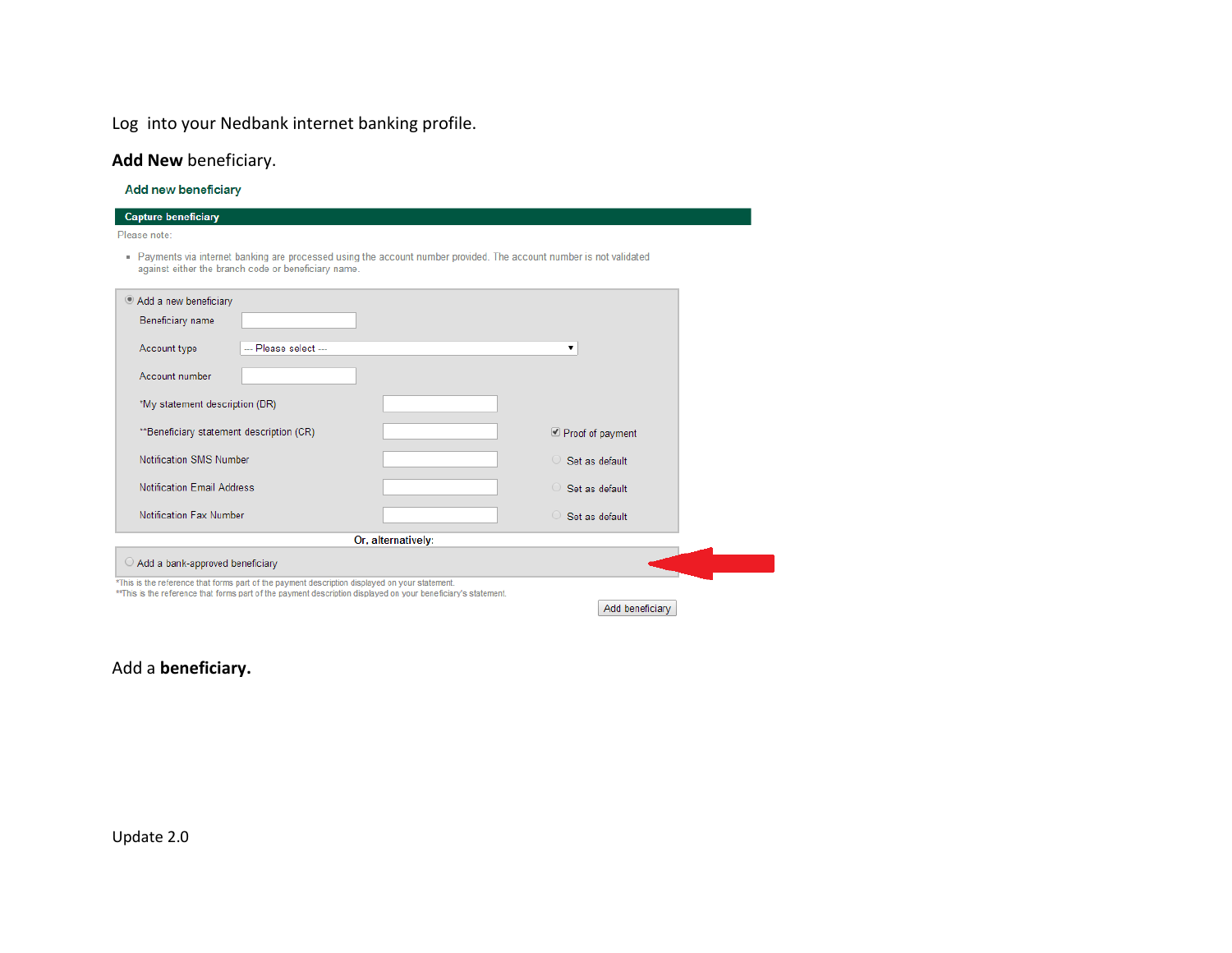Log into your Nedbank internet banking profile.

**Add New** beneficiary.

Add new beneficiary

**Capture beneficiary**

Please note:

- Payments via internet banking are processed using the account number provided. The account number is not validated against either the branch code or beneficiary name.

Add a new beneficiary

Beneficiary name

Account type — Please select —

Account number

*My statement description (DR)

**Beneficiary statement description (CR) — Proof of payment

Notification SMS Number — Set as default

Notification Email Address — Set as default

Notification Fax Number — Set as default

Or, alternatively:

Add a bank-approved beneficiary

*This is the reference that forms part of the payment description displayed on your statement.
**This is the reference that forms part of the payment description displayed on your beneficiary's statement.

Add beneficiary

Add a **beneficiary.**

Update 2.0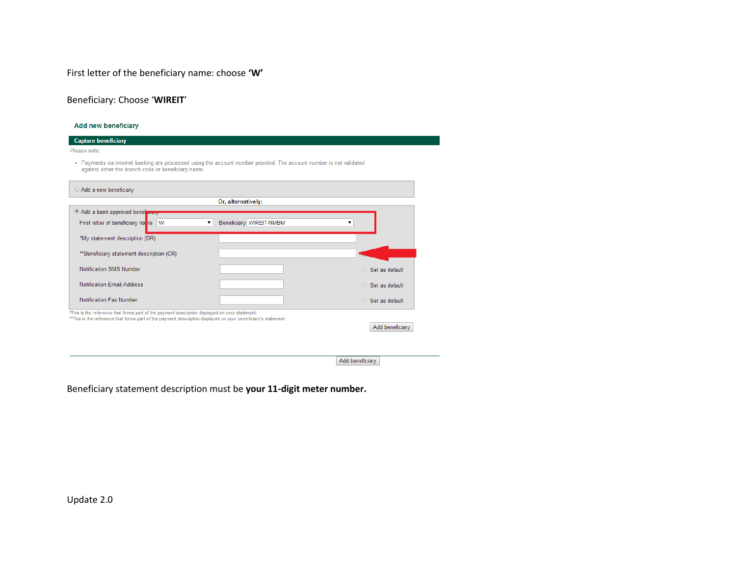First letter of the beneficiary name: choose **'W'**

Beneficiary: Choose '**WIREIT**'

Add new beneficiary

Capture beneficiary

Please note:

- Payments via internet banking are processed using the account number provided. The account number is not validated against either the branch code or beneficiary name.

Add a new beneficiary

Or, alternatively:

Add a bank-approved beneficiary

First letter of beneficiary name: W — Beneficiary: WIREIT-NMBM

*My statement description (DR)

**Beneficiary statement description (CR)

Notification SMS Number — Set as default

Notification Email Address — Set as default

Notification Fax Number — Set as default

*This is the reference that forms part of the payment description displayed on your statement.
**This is the reference that forms part of the payment description displayed on your beneficiary's statement.

Add beneficiary

Add beneficiary

Beneficiary statement description must be **your 11-digit meter number.**

Update 2.0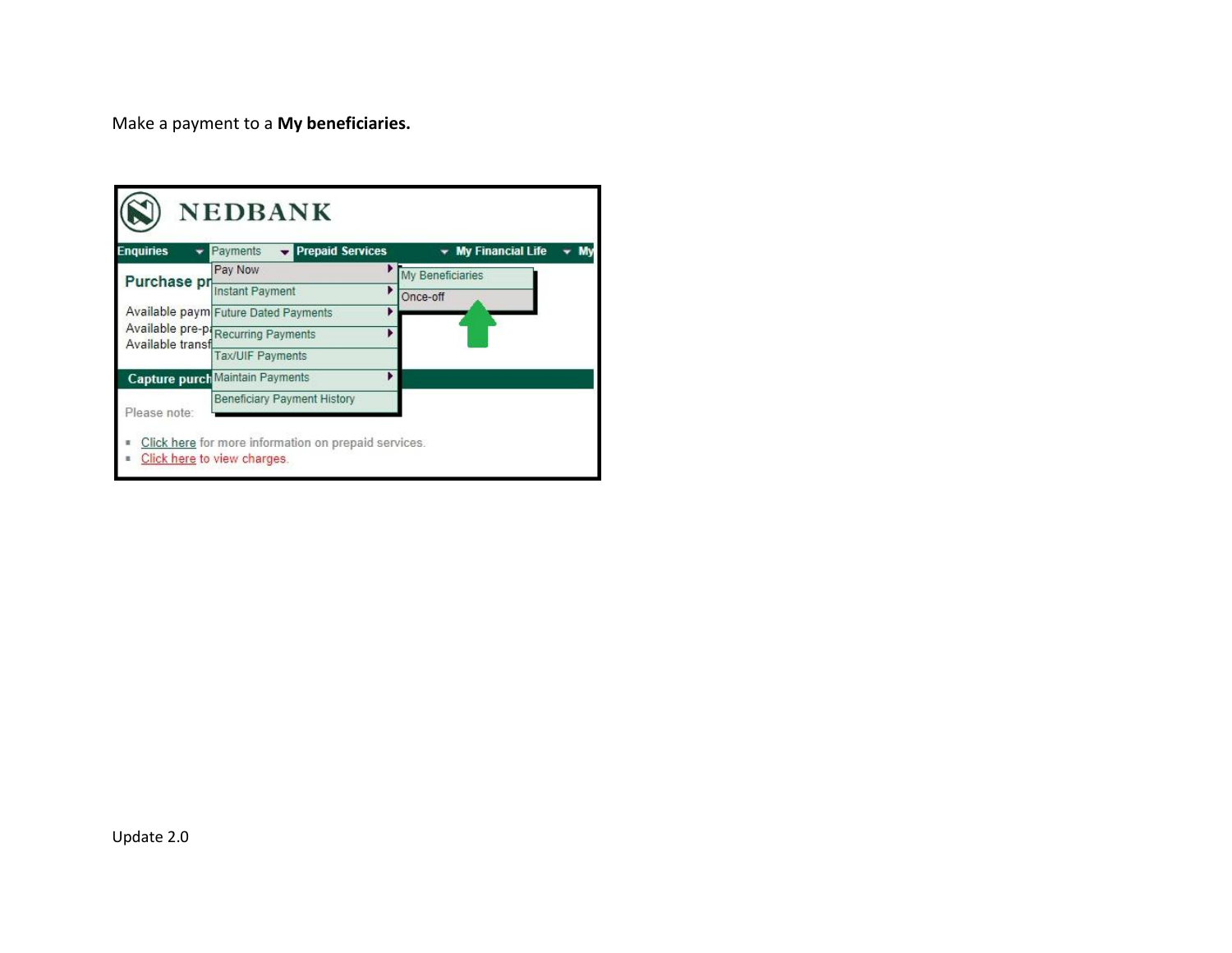Make a payment to a **My beneficiaries.**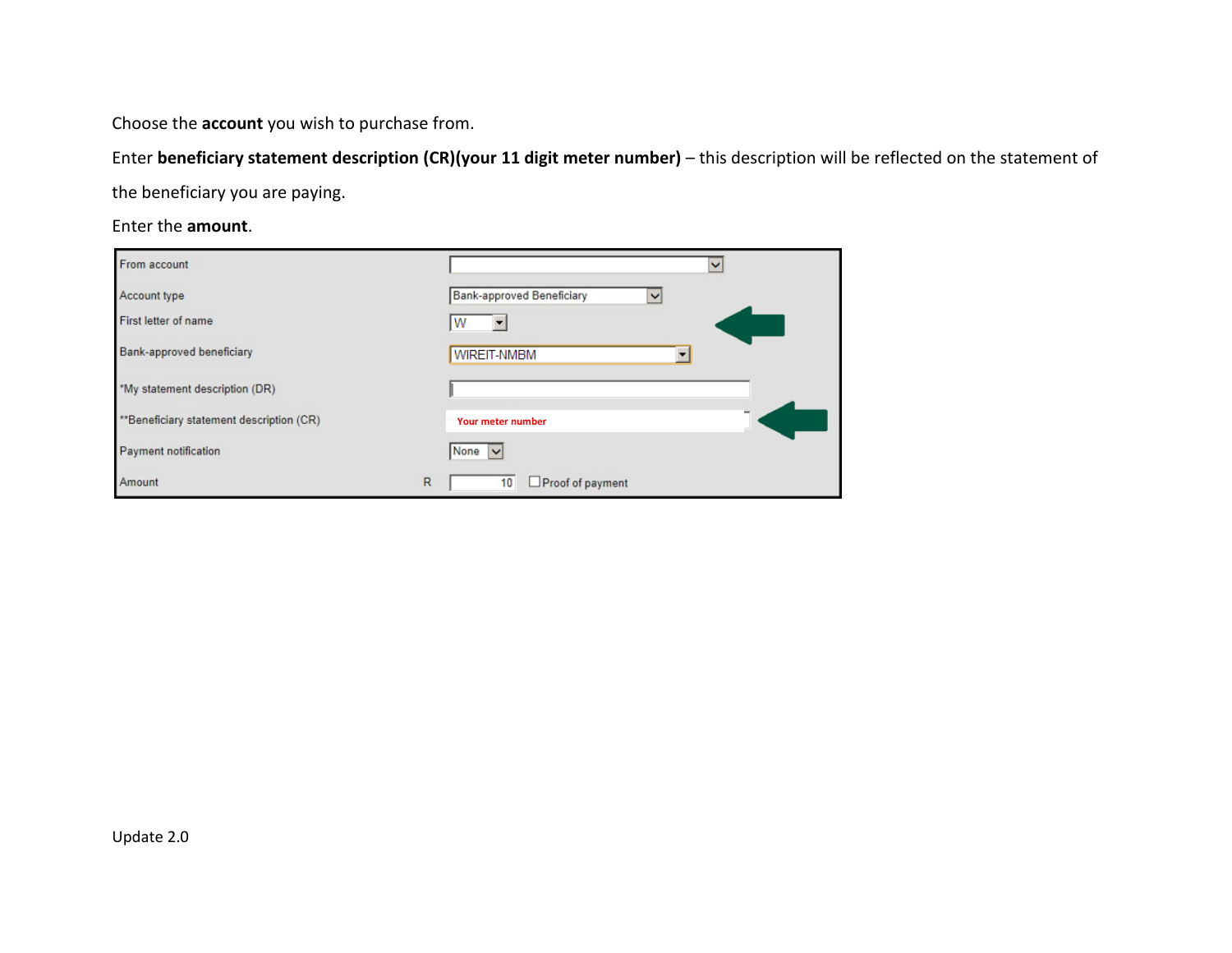Choose the **account** you wish to purchase from.

Enter **beneficiary statement description (CR)(your 11 digit meter number)** – this description will be reflected on the statement of the beneficiary you are paying.

Enter the **amount**.

| Field | Value |
|---|---|
| From account | |
| Account type | Bank-approved Beneficiary |
| First letter of name | W |
| Bank-approved beneficiary | WIREIT-NMBM |
| *My statement description (DR) | |
| **Beneficiary statement description (CR) | Your meter number |
| Payment notification | None |
| Amount R | 10 ☐ Proof of payment |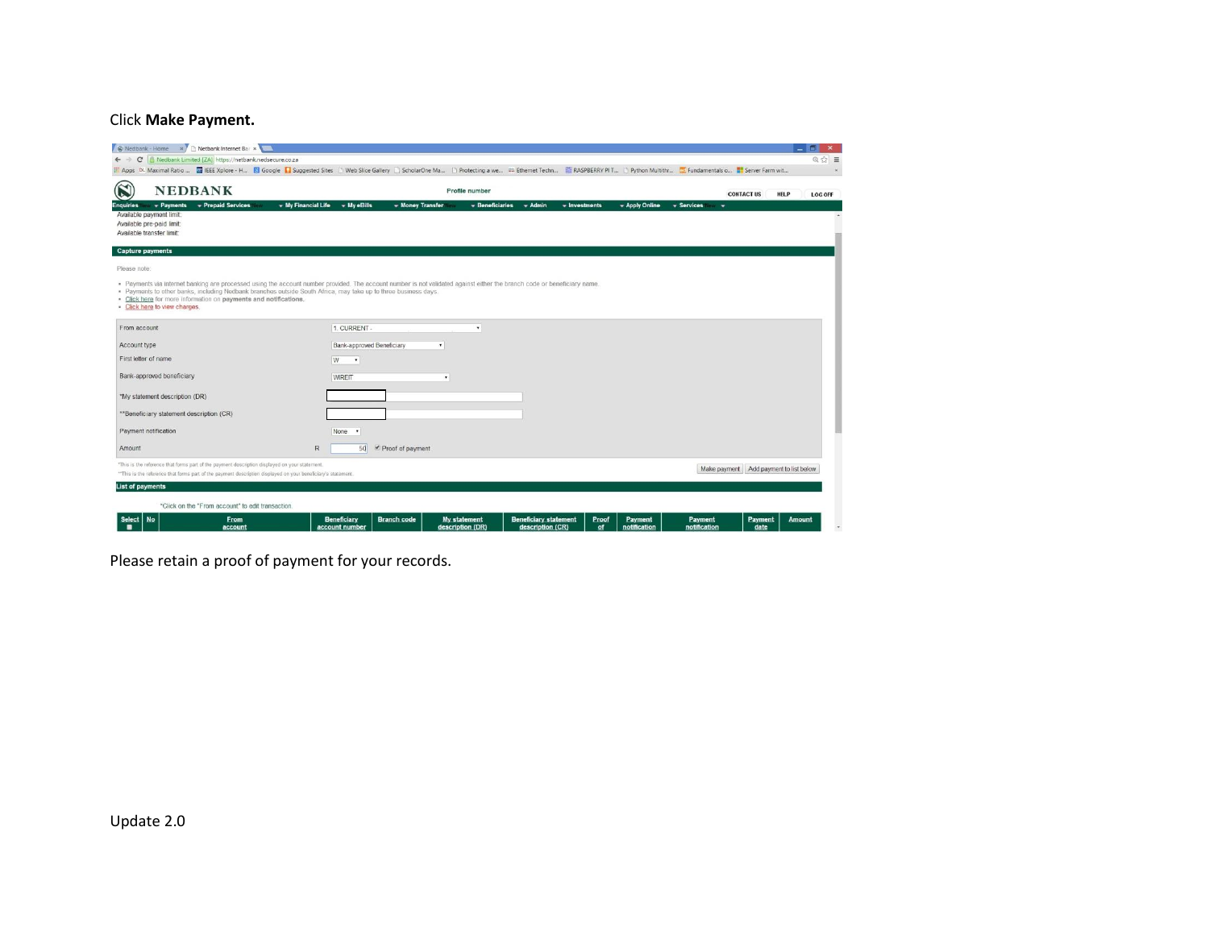Click **Make Payment.**

Please retain a proof of payment for your records.

Update 2.0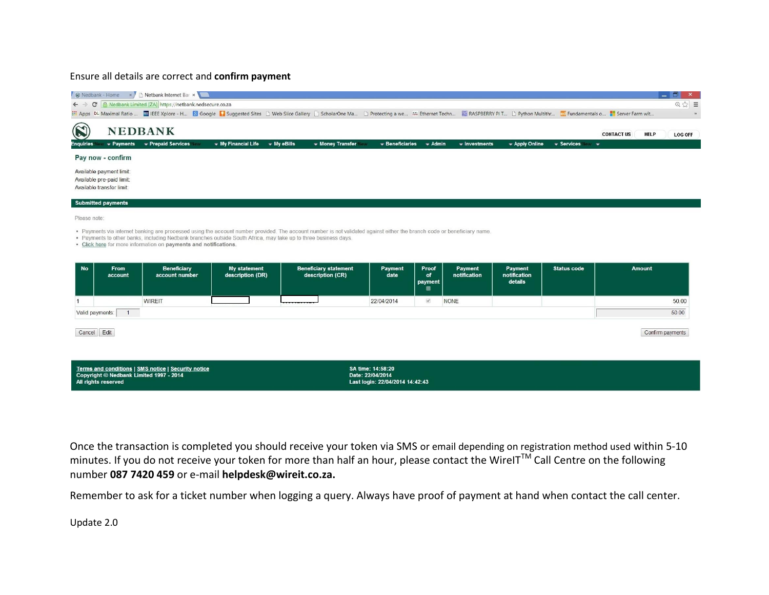Ensure all details are correct and **confirm payment**

Pay now - confirm

Available payment limit:
Available pre-paid limit:
Available transfer limit:

**Submitted payments**

Please note:

- Payments via internet banking are processed using the account number provided. The account number is not validated against either the branch code or beneficiary name.
- Payments to other banks, including Nedbank branches outside South Africa, may take up to three business days.
- Click here for more information on **payments and notifications.**

| No | From account | Beneficiary account number | My statement description (DR) | Beneficiary statement description (CR) | Payment date | Proof of payment | Payment notification | Payment notification details | Status code | Amount |
|---|---|---|---|---|---|---|---|---|---|---|
| 1 | | WIREIT | | | 22/04/2014 | ✓ | NONE | | | 50.00 |
| Valid payments: 1 | | | | | | | | | | 50.00 |

Cancel | Edit | Confirm payments

Terms and conditions | SMS notice | Security notice
Copyright © Nedbank Limited 1997 - 2014
All rights reserved

SA time: 14:58:20
Date: 22/04/2014
Last login: 22/04/2014 14:42:43

Once the transaction is completed you should receive your token via SMS or email depending on registration method used within 5-10 minutes. If you do not receive your token for more than half an hour, please contact the WireIT™ Call Centre on the following number **087 7420 459** or e-mail **helpdesk@wireit.co.za.**

Remember to ask for a ticket number when logging a query. Always have proof of payment at hand when contact the call center.

Update 2.0